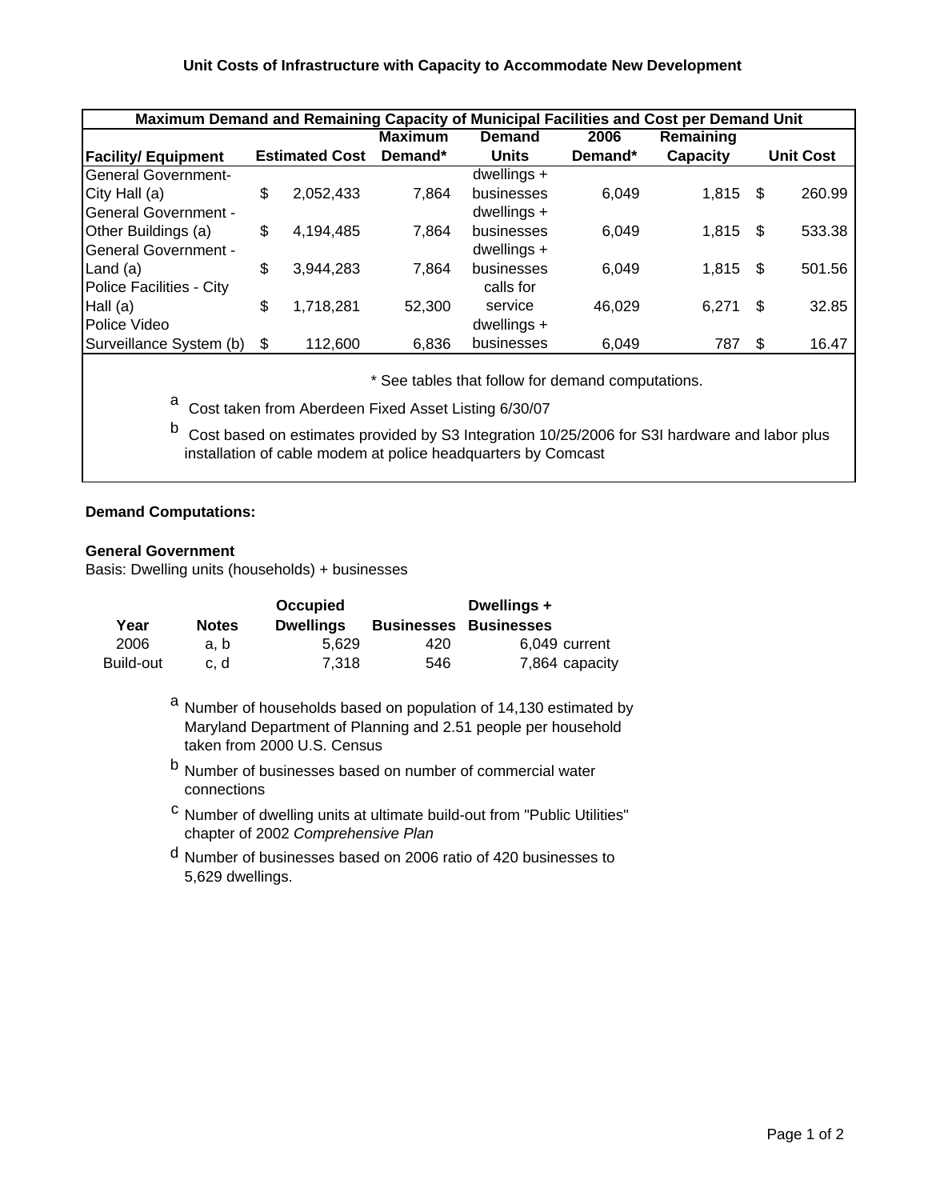# Unit Costs of Infrastructure with Capacity to Accommodate New Development

| Maximum Demand and Remaining Capacity of Municipal Facilities and Cost per Demand Unit | | | | | | |
|---|---|---|---|---|---|---|
| **Facility/ Equipment** | **Estimated Cost** | **Maximum Demand*** | **Demand Units** | **2006 Demand*** | **Remaining Capacity** | **Unit Cost** |
| General Government- City Hall (a) | $ 2,052,433 | 7,864 | dwellings + businesses | 6,049 | 1,815 | $ 260.99 |
| General Government - Other Buildings (a) | $ 4,194,485 | 7,864 | dwellings + businesses | 6,049 | 1,815 | $ 533.38 |
| General Government - Land (a) | $ 3,944,283 | 7,864 | dwellings + businesses | 6,049 | 1,815 | $ 501.56 |
| Police Facilities - City Hall (a) | $ 1,718,281 | 52,300 | calls for service | 46,029 | 6,271 | $ 32.85 |
| Police Video Surveillance System (b) | $ 112,600 | 6,836 | dwellings + businesses | 6,049 | 787 | $ 16.47 |

\* See tables that follow for demand computations.

[a] Cost taken from Aberdeen Fixed Asset Listing 6/30/07

[b] Cost based on estimates provided by S3 Integration 10/25/2006 for S3I hardware and labor plus installation of cable modem at police headquarters by Comcast

**Demand Computations:**

**General Government**

Basis: Dwelling units (households) + businesses

| Year | Notes | Occupied Dwellings | Businesses | Dwellings + Businesses | |
|---|---|---|---|---|---|
| 2006 | a, b | 5,629 | 420 | 6,049 | current |
| Build-out | c, d | 7,318 | 546 | 7,864 | capacity |

[a] Number of households based on population of 14,130 estimated by Maryland Department of Planning and 2.51 people per household taken from 2000 U.S. Census

[b] Number of businesses based on number of commercial water connections

[c] Number of dwelling units at ultimate build-out from "Public Utilities" chapter of 2002 *Comprehensive Plan*

[d] Number of businesses based on 2006 ratio of 420 businesses to 5,629 dwellings.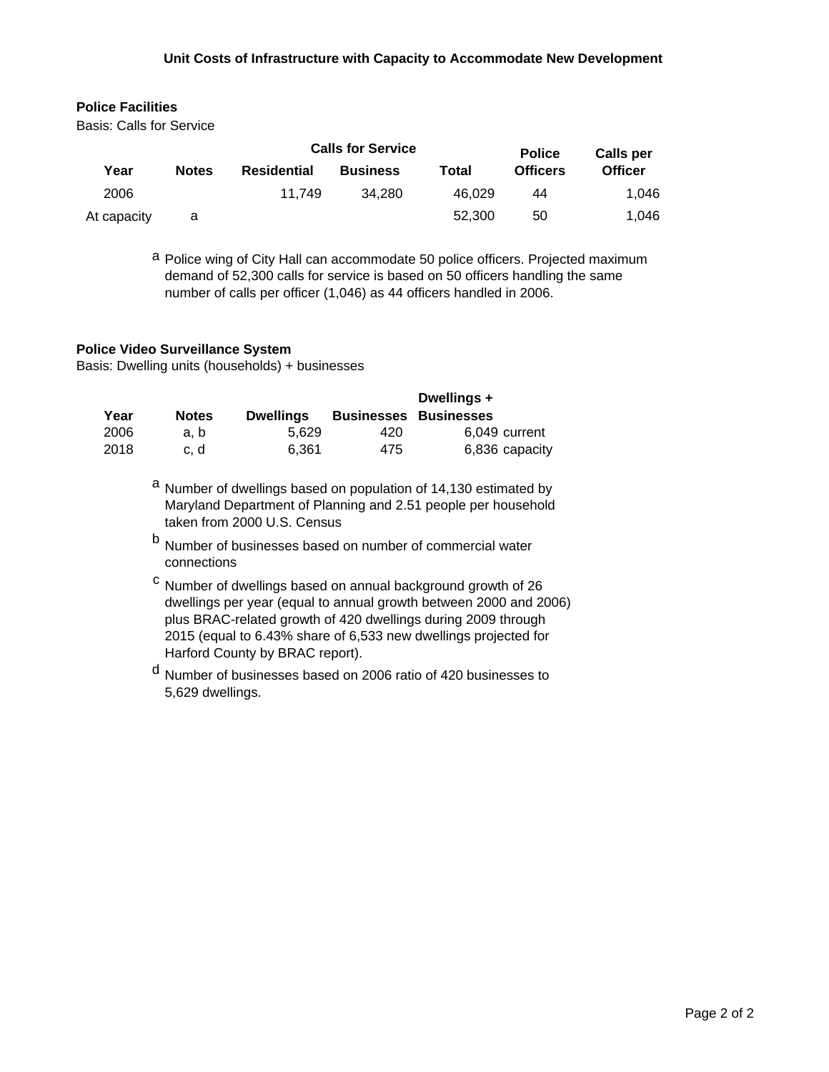## Unit Costs of Infrastructure with Capacity to Accommodate New Development

### Police Facilities

Basis: Calls for Service

| Year | Notes | Calls for Service Residential | Business | Total | Police Officers | Calls per Officer |
|---|---|---|---|---|---|---|
| 2006 | | 11,749 | 34,280 | 46,029 | 44 | 1,046 |
| At capacity | a | | | 52,300 | 50 | 1,046 |

[a] Police wing of City Hall can accommodate 50 police officers. Projected maximum demand of 52,300 calls for service is based on 50 officers handling the same number of calls per officer (1,046) as 44 officers handled in 2006.

### Police Video Surveillance System

Basis: Dwelling units (households) + businesses

| Year | Notes | Dwellings | Businesses | Dwellings + Businesses | |
|---|---|---|---|---|---|
| 2006 | a, b | 5,629 | 420 | 6,049 | current |
| 2018 | c, d | 6,361 | 475 | 6,836 | capacity |

[a] Number of dwellings based on population of 14,130 estimated by Maryland Department of Planning and 2.51 people per household taken from 2000 U.S. Census

[b] Number of businesses based on number of commercial water connections

[c] Number of dwellings based on annual background growth of 26 dwellings per year (equal to annual growth between 2000 and 2006) plus BRAC-related growth of 420 dwellings during 2009 through 2015 (equal to 6.43% share of 6,533 new dwellings projected for Harford County by BRAC report).

[d] Number of businesses based on 2006 ratio of 420 businesses to 5,629 dwellings.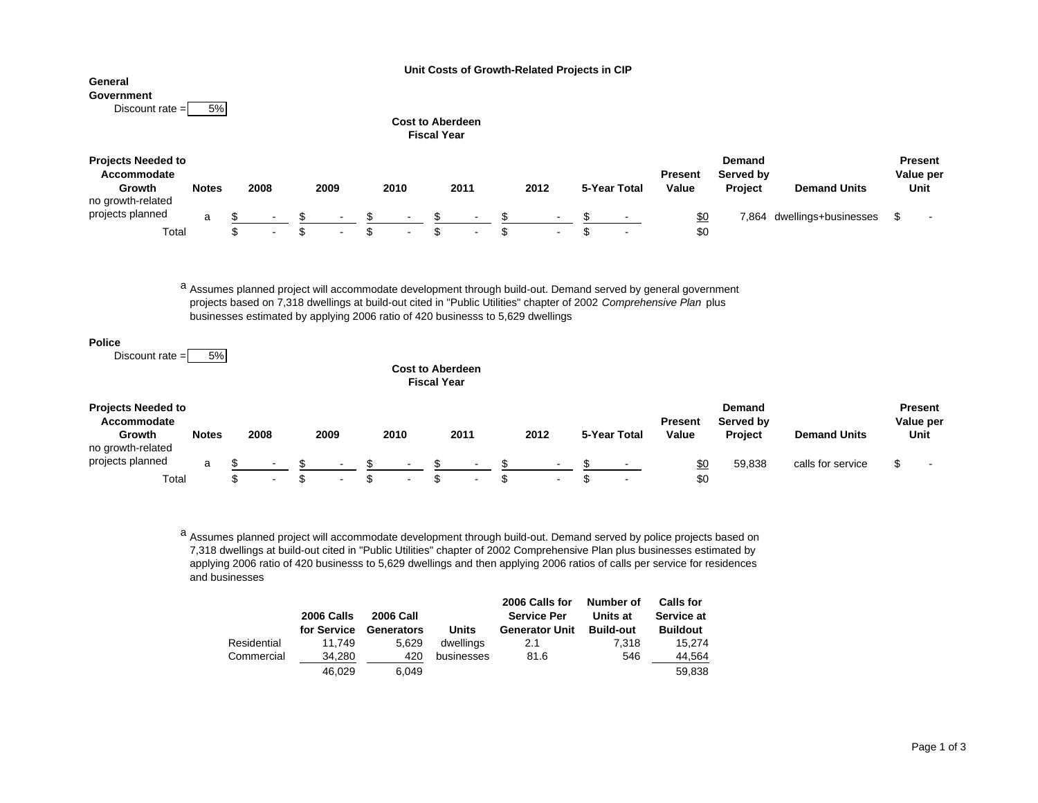# Unit Costs of Growth-Related Projects in CIP

## General Government

Discount rate = 5%

**Cost to Aberdeen**
**Fiscal Year**

| Projects Needed to Accommodate Growth | Notes | 2008 | 2009 | 2010 | 2011 | 2012 | 5-Year Total | Present Value | Demand Served by Project | Demand Units | Present Value per Unit |
|---|---|---|---|---|---|---|---|---|---|---|---|
| no growth-related projects planned | a | $ - | $ - | $ - | $ - | $ - | $ - | $0 | 7,864 | dwellings+businesses | $ - |
| Total | | $ - | $ - | $ - | $ - | $ - | $ - | $0 | | | |

[a] Assumes planned project will accommodate development through build-out. Demand served by general government projects based on 7,318 dwellings at build-out cited in "Public Utilities" chapter of 2002 *Comprehensive Plan* plus businesses estimated by applying 2006 ratio of 420 businesss to 5,629 dwellings

## Police

Discount rate = 5%

**Cost to Aberdeen**
**Fiscal Year**

| Projects Needed to Accommodate Growth | Notes | 2008 | 2009 | 2010 | 2011 | 2012 | 5-Year Total | Present Value | Demand Served by Project | Demand Units | Present Value per Unit |
|---|---|---|---|---|---|---|---|---|---|---|---|
| no growth-related projects planned | a | $ - | $ - | $ - | $ - | $ - | $ - | $0 | 59,838 | calls for service | $ - |
| Total | | $ - | $ - | $ - | $ - | $ - | $ - | $0 | | | |

[a] Assumes planned project will accommodate development through build-out. Demand served by police projects based on 7,318 dwellings at build-out cited in "Public Utilities" chapter of 2002 Comprehensive Plan plus businesses estimated by applying 2006 ratio of 420 businesss to 5,629 dwellings and then applying 2006 ratios of calls per service for residences and businesses

| | 2006 Calls for Service | 2006 Call Generators | Units | 2006 Calls for Service Per Generator Unit | Number of Units at Build-out | Calls for Service at Buildout |
|---|---|---|---|---|---|---|
| Residential | 11,749 | 5,629 | dwellings | 2.1 | 7,318 | 15,274 |
| Commercial | 34,280 | 420 | businesses | 81.6 | 546 | 44,564 |
| | 46,029 | 6,049 | | | | 59,838 |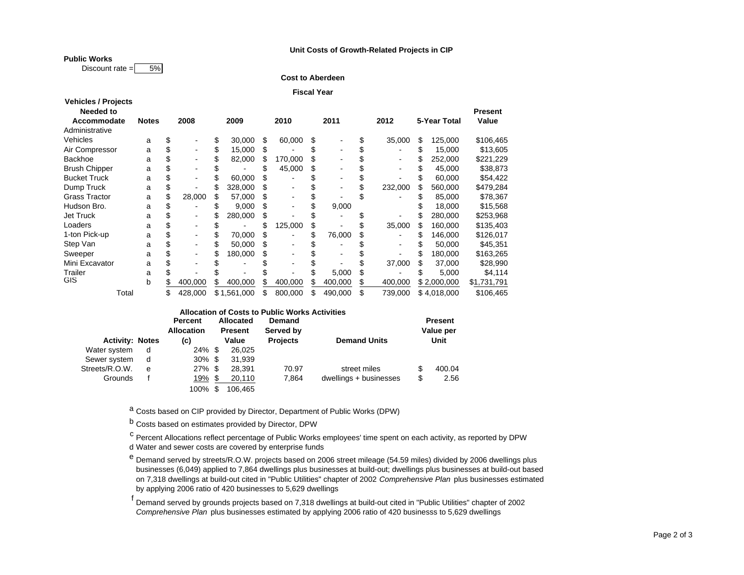**Unit Costs of Growth-Related Projects in CIP**

**Public Works**

Discount rate = 5%

**Cost to Aberdeen**

**Fiscal Year**

| Vehicles / Projects Needed to Accommodate | Notes | 2008 | 2009 | 2010 | 2011 | 2012 | 5-Year Total | Present Value |
|---|---|---|---|---|---|---|---|---|
| Administrative | | | | | | | | |
| Vehicles | a | $ - | $ 30,000 | $ 60,000 | $ - | $ 35,000 | $ 125,000 | $106,465 |
| Air Compressor | a | $ - | $ 15,000 | $ - | $ - | $ - | $ 15,000 | $13,605 |
| Backhoe | a | $ - | $ 82,000 | $ 170,000 | $ - | $ - | $ 252,000 | $221,229 |
| Brush Chipper | a | $ - | $ - | $ 45,000 | $ - | $ - | $ 45,000 | $38,873 |
| Bucket Truck | a | $ - | $ 60,000 | $ - | $ - | $ - | $ 60,000 | $54,422 |
| Dump Truck | a | $ - | $ 328,000 | $ - | $ - | $ 232,000 | $ 560,000 | $479,284 |
| Grass Tractor | a | $ 28,000 | $ 57,000 | $ - | $ - | $ - | $ 85,000 | $78,367 |
| Hudson Bro. | a | $ - | $ 9,000 | $ - | $ 9,000 | | $ 18,000 | $15,568 |
| Jet Truck | a | $ - | $ 280,000 | $ - | $ - | $ - | $ 280,000 | $253,968 |
| Loaders | a | $ - | $ - | $ 125,000 | $ - | $ 35,000 | $ 160,000 | $135,403 |
| 1-ton Pick-up | a | $ - | $ 70,000 | $ - | $ 76,000 | $ - | $ 146,000 | $126,017 |
| Step Van | a | $ - | $ 50,000 | $ - | $ - | $ - | $ 50,000 | $45,351 |
| Sweeper | a | $ - | $ 180,000 | $ - | $ - | $ - | $ 180,000 | $163,265 |
| Mini Excavator | a | $ - | $ - | $ - | $ - | $ 37,000 | $ 37,000 | $28,990 |
| Trailer | a | $ - | $ - | $ - | $ 5,000 | $ - | $ 5,000 | $4,114 |
| GIS | b | $ 400,000 | $ 400,000 | $ 400,000 | $ 400,000 | $ 400,000 | $ 2,000,000 | $1,731,791 |
| Total | | $ 428,000 | $ 1,561,000 | $ 800,000 | $ 490,000 | $ 739,000 | $ 4,018,000 | $106,465 |

**Allocation of Costs to Public Works Activities**

| Activity: | Notes | Percent Allocation (c) | Allocated Present Value | Demand Served by Projects | Demand Units | Present Value per Unit |
|---|---|---|---|---|---|---|
| Water system | d | 24% | $ 26,025 | | | |
| Sewer system | d | 30% | $ 31,939 | | | |
| Streets/R.O.W. | e | 27% | $ 28,391 | 70.97 | street miles | $ 400.04 |
| Grounds | f | 19% | $ 20,110 | 7,864 | dwellings + businesses | $ 2.56 |
| | | 100% | $ 106,465 | | | |

[a] Costs based on CIP provided by Director, Department of Public Works (DPW)

[b] Costs based on estimates provided by Director, DPW

[c] Percent Allocations reflect percentage of Public Works employees' time spent on each activity, as reported by DPW

d Water and sewer costs are covered by enterprise funds

[e] Demand served by streets/R.O.W. projects based on 2006 street mileage (54.59 miles) divided by 2006 dwellings plus businesses (6,049) applied to 7,864 dwellings plus businesses at build-out; dwellings plus businesses at build-out based on 7,318 dwellings at build-out cited in "Public Utilities" chapter of 2002 *Comprehensive Plan* plus businesses estimated by applying 2006 ratio of 420 businesses to 5,629 dwellings

[f] Demand served by grounds projects based on 7,318 dwellings at build-out cited in "Public Utilities" chapter of 2002 *Comprehensive Plan* plus businesses estimated by applying 2006 ratio of 420 businesss to 5,629 dwellings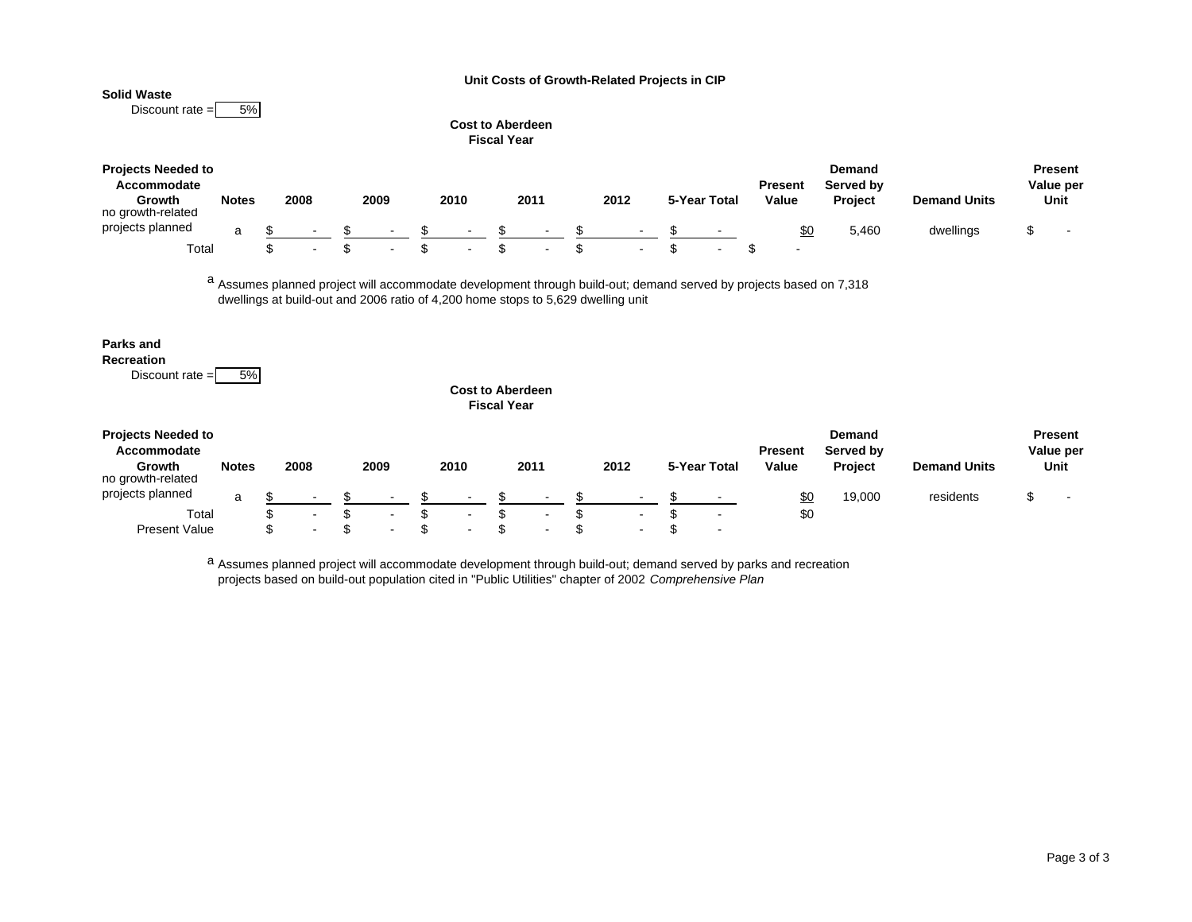# Unit Costs of Growth-Related Projects in CIP

## Solid Waste

Discount rate = 5%

| Projects Needed to Accommodate Growth | Notes | Cost to Aberdeen Fiscal Year 2008 | 2009 | 2010 | 2011 | 2012 | 5-Year Total | Present Value | Demand Served by Project | Demand Units | Present Value per Unit |
|---|---|---|---|---|---|---|---|---|---|---|---|
| no growth-related projects planned | a | $ - | $ - | $ - | $ - | $ - | $ - | $0 | 5,460 | dwellings | $ - |
| Total | | $ - | $ - | $ - | $ - | $ - | $ - | $ - | | | |

[a] Assumes planned project will accommodate development through build-out; demand served by projects based on 7,318 dwellings at build-out and 2006 ratio of 4,200 home stops to 5,629 dwelling unit

## Parks and Recreation

Discount rate = 5%

| Projects Needed to Accommodate Growth | Notes | Cost to Aberdeen Fiscal Year 2008 | 2009 | 2010 | 2011 | 2012 | 5-Year Total | Present Value | Demand Served by Project | Demand Units | Present Value per Unit |
|---|---|---|---|---|---|---|---|---|---|---|---|
| no growth-related projects planned | a | $ - | $ - | $ - | $ - | $ - | $ - | $0 | 19,000 | residents | $ - |
| Total | | $ - | $ - | $ - | $ - | $ - | $ - | $0 | | | |
| Present Value | | $ - | $ - | $ - | $ - | $ - | $ - | | | | |

[a] Assumes planned project will accommodate development through build-out; demand served by parks and recreation projects based on build-out population cited in "Public Utilities" chapter of 2002 *Comprehensive Plan*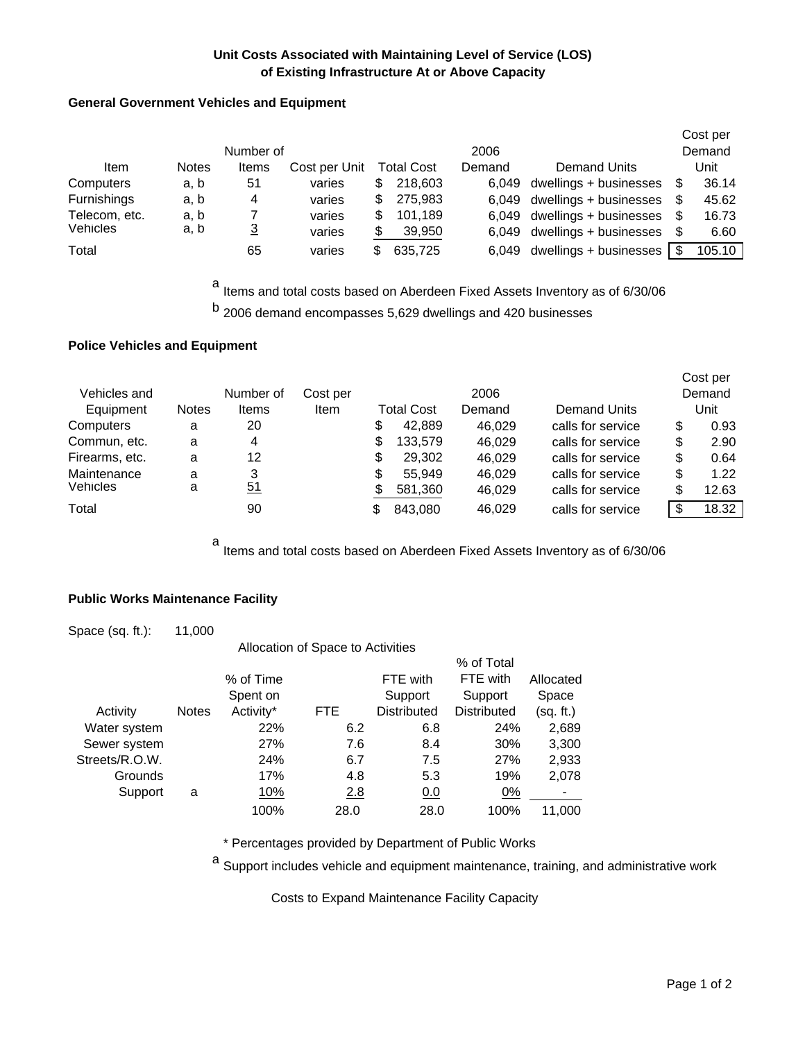# Unit Costs Associated with Maintaining Level of Service (LOS) of Existing Infrastructure At or Above Capacity

## General Government Vehicles and Equipment

| Item | Notes | Number of Items | Cost per Unit | Total Cost | 2006 Demand | Demand Units | Cost per Demand Unit |
|---|---|---|---|---|---|---|---|
| Computers | a, b | 51 | varies | $ 218,603 | 6,049 | dwellings + businesses | $ 36.14 |
| Furnishings | a, b | 4 | varies | $ 275,983 | 6,049 | dwellings + businesses | $ 45.62 |
| Telecom, etc. | a, b | 7 | varies | $ 101,189 | 6,049 | dwellings + businesses | $ 16.73 |
| Vehicles | a, b | 3 | varies | $ 39,950 | 6,049 | dwellings + businesses | $ 6.60 |
| Total | | 65 | varies | $ 635,725 | 6,049 | dwellings + businesses | $ 105.10 |

[a] Items and total costs based on Aberdeen Fixed Assets Inventory as of 6/30/06

[b] 2006 demand encompasses 5,629 dwellings and 420 businesses

## Police Vehicles and Equipment

| Vehicles and Equipment | Notes | Number of Items | Cost per Item | Total Cost | 2006 Demand | Demand Units | Cost per Demand Unit |
|---|---|---|---|---|---|---|---|
| Computers | a | 20 | | $ 42,889 | 46,029 | calls for service | $ 0.93 |
| Commun, etc. | a | 4 | | $ 133,579 | 46,029 | calls for service | $ 2.90 |
| Firearms, etc. | a | 12 | | $ 29,302 | 46,029 | calls for service | $ 0.64 |
| Maintenance | a | 3 | | $ 55,949 | 46,029 | calls for service | $ 1.22 |
| Vehicles | a | 51 | | $ 581,360 | 46,029 | calls for service | $ 12.63 |
| Total | | 90 | | $ 843,080 | 46,029 | calls for service | $ 18.32 |

[a] Items and total costs based on Aberdeen Fixed Assets Inventory as of 6/30/06

## Public Works Maintenance Facility

Space (sq. ft.): 11,000

Allocation of Space to Activities

| Activity | Notes | % of Time Spent on Activity* | FTE | FTE with Support Distributed | % of Total FTE with Support Distributed | Allocated Space (sq. ft.) |
|---|---|---|---|---|---|---|
| Water system | | 22% | 6.2 | 6.8 | 24% | 2,689 |
| Sewer system | | 27% | 7.6 | 8.4 | 30% | 3,300 |
| Streets/R.O.W. | | 24% | 6.7 | 7.5 | 27% | 2,933 |
| Grounds | | 17% | 4.8 | 5.3 | 19% | 2,078 |
| Support | a | 10% | 2.8 | 0.0 | 0% | - |
| | | 100% | 28.0 | 28.0 | 100% | 11,000 |

\* Percentages provided by Department of Public Works

[a] Support includes vehicle and equipment maintenance, training, and administrative work

Costs to Expand Maintenance Facility Capacity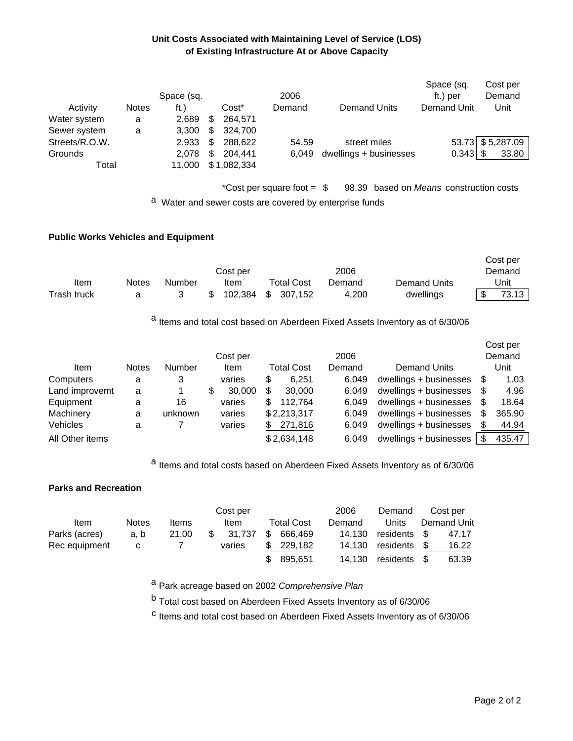## Unit Costs Associated with Maintaining Level of Service (LOS) of Existing Infrastructure At or Above Capacity

| Activity | Notes | Space (sq. ft.) | Cost* | 2006 Demand | Demand Units | Space (sq. ft.) per Demand Unit | Cost per Demand Unit |
|---|---|---|---|---|---|---|---|
| Water system | a | 2,689 | $ 264,571 | | | | |
| Sewer system | a | 3,300 | $ 324,700 | | | | |
| Streets/R.O.W. | | 2,933 | $ 288,622 | 54.59 | street miles | 53.73 | $ 5,287.09 |
| Grounds | | 2,078 | $ 204,441 | 6,049 | dwellings + businesses | 0.343 | $ 33.80 |
| Total | | 11,000 | $ 1,082,334 | | | | |

*Cost per square foot = $ 98.39 based on *Means* construction costs

[a] Water and sewer costs are covered by enterprise funds

### Public Works Vehicles and Equipment

| Item | Notes | Number | Cost per Item | Total Cost | 2006 Demand | Demand Units | Cost per Demand Unit |
|---|---|---|---|---|---|---|---|
| Trash truck | a | 3 | $ 102,384 | $ 307,152 | 4,200 | dwellings | $ 73.13 |

[a] Items and total cost based on Aberdeen Fixed Assets Inventory as of 6/30/06

| Item | Notes | Number | Cost per Item | Total Cost | 2006 Demand | Demand Units | Cost per Demand Unit |
|---|---|---|---|---|---|---|---|
| Computers | a | 3 | varies | $ 6,251 | 6,049 | dwellings + businesses | $ 1.03 |
| Land improvemt | a | 1 | $ 30,000 | $ 30,000 | 6,049 | dwellings + businesses | $ 4.96 |
| Equipment | a | 16 | varies | $ 112,764 | 6,049 | dwellings + businesses | $ 18.64 |
| Machinery | a | unknown | varies | $ 2,213,317 | 6,049 | dwellings + businesses | $ 365.90 |
| Vehicles | a | 7 | varies | $ 271,816 | 6,049 | dwellings + businesses | $ 44.94 |
| All Other items | | | | $ 2,634,148 | 6,049 | dwellings + businesses | $ 435.47 |

[a] Items and total costs based on Aberdeen Fixed Assets Inventory as of 6/30/06

### Parks and Recreation

| Item | Notes | Items | Cost per Item | Total Cost | 2006 Demand | Demand Units | Cost per Demand Unit |
|---|---|---|---|---|---|---|---|
| Parks (acres) | a, b | 21.00 | $ 31,737 | $ 666,469 | 14,130 | residents | $ 47.17 |
| Rec equipment | c | 7 | varies | $ 229,182 | 14,130 | residents | $ 16.22 |
| | | | | $ 895,651 | 14,130 | residents | $ 63.39 |

[a] Park acreage based on 2002 *Comprehensive Plan*

[b] Total cost based on Aberdeen Fixed Assets Inventory as of 6/30/06

[c] Items and total cost based on Aberdeen Fixed Assets Inventory as of 6/30/06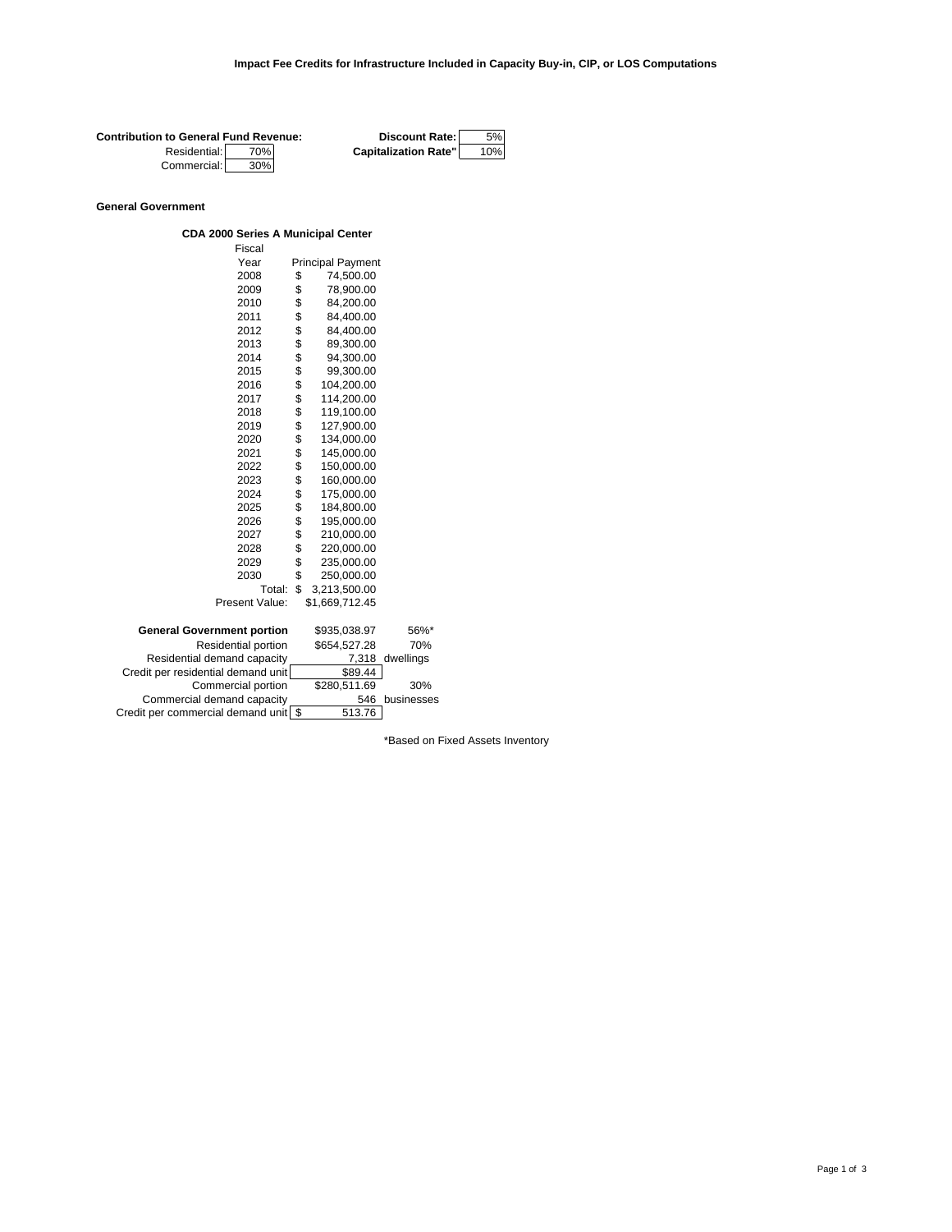# Impact Fee Credits for Infrastructure Included in Capacity Buy-in, CIP, or LOS Computations

| **Contribution to General Fund Revenue:** | | **Discount Rate:** | 5% |
|---|---|---|---|
| Residential: | 70% | **Capitalization Rate"** | 10% |
| Commercial: | 30% | | |

## General Government

### CDA 2000 Series A Municipal Center

| Fiscal Year | Principal Payment |
|---|---|
| 2008 | $ 74,500.00 |
| 2009 | $ 78,900.00 |
| 2010 | $ 84,200.00 |
| 2011 | $ 84,400.00 |
| 2012 | $ 84,400.00 |
| 2013 | $ 89,300.00 |
| 2014 | $ 94,300.00 |
| 2015 | $ 99,300.00 |
| 2016 | $ 104,200.00 |
| 2017 | $ 114,200.00 |
| 2018 | $ 119,100.00 |
| 2019 | $ 127,900.00 |
| 2020 | $ 134,000.00 |
| 2021 | $ 145,000.00 |
| 2022 | $ 150,000.00 |
| 2023 | $ 160,000.00 |
| 2024 | $ 175,000.00 |
| 2025 | $ 184,800.00 |
| 2026 | $ 195,000.00 |
| 2027 | $ 210,000.00 |
| 2028 | $ 220,000.00 |
| 2029 | $ 235,000.00 |
| 2030 | $ 250,000.00 |
| Total: | $ 3,213,500.00 |
| Present Value: | $1,669,712.45 |

| | | |
|---|---|---|
| **General Government portion** | $935,038.97 | 56%* |
| Residential portion | $654,527.28 | 70% |
| Residential demand capacity | 7,318 | dwellings |
| Credit per residential demand unit | $89.44 | |
| Commercial portion | $280,511.69 | 30% |
| Commercial demand capacity | 546 | businesses |
| Credit per commercial demand unit | $ 513.76 | |

*Based on Fixed Assets Inventory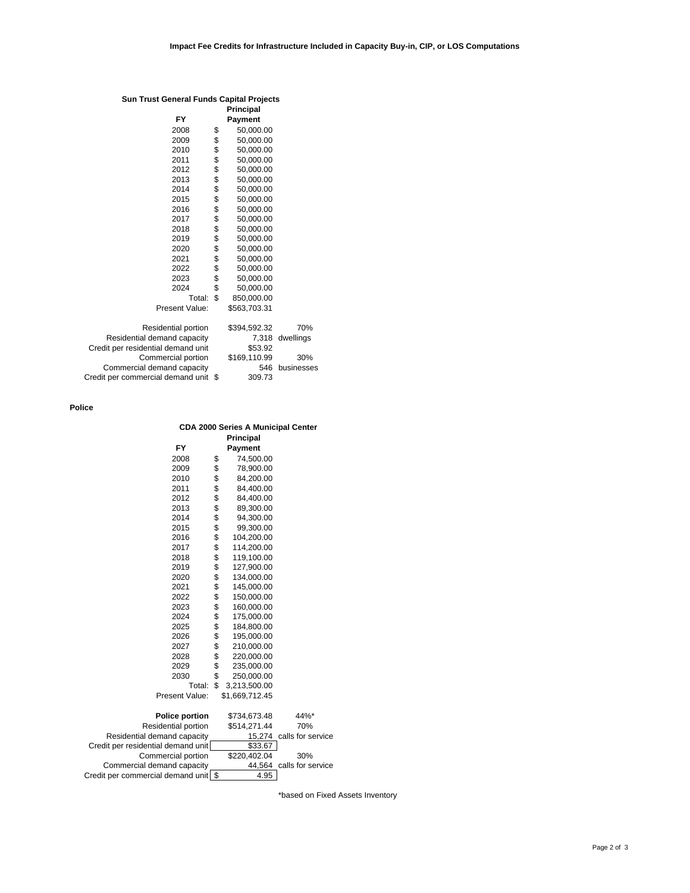### Impact Fee Credits for Infrastructure Included in Capacity Buy-in, CIP, or LOS Computations

**Sun Trust General Funds Capital Projects**

| FY | Principal Payment |
|---|---|
| 2008 | $ 50,000.00 |
| 2009 | $ 50,000.00 |
| 2010 | $ 50,000.00 |
| 2011 | $ 50,000.00 |
| 2012 | $ 50,000.00 |
| 2013 | $ 50,000.00 |
| 2014 | $ 50,000.00 |
| 2015 | $ 50,000.00 |
| 2016 | $ 50,000.00 |
| 2017 | $ 50,000.00 |
| 2018 | $ 50,000.00 |
| 2019 | $ 50,000.00 |
| 2020 | $ 50,000.00 |
| 2021 | $ 50,000.00 |
| 2022 | $ 50,000.00 |
| 2023 | $ 50,000.00 |
| 2024 | $ 50,000.00 |
| Total: | $ 850,000.00 |
| Present Value: | $563,703.31 |

| | | |
|---|---|---|
| Residential portion | $394,592.32 | 70% |
| Residential demand capacity | 7,318 | dwellings |
| Credit per residential demand unit | $53.92 | |
| Commercial portion | $169,110.99 | 30% |
| Commercial demand capacity | 546 | businesses |
| Credit per commercial demand unit | $ 309.73 | |

**Police**

**CDA 2000 Series A Municipal Center**

| FY | Principal Payment |
|---|---|
| 2008 | $ 74,500.00 |
| 2009 | $ 78,900.00 |
| 2010 | $ 84,200.00 |
| 2011 | $ 84,400.00 |
| 2012 | $ 84,400.00 |
| 2013 | $ 89,300.00 |
| 2014 | $ 94,300.00 |
| 2015 | $ 99,300.00 |
| 2016 | $ 104,200.00 |
| 2017 | $ 114,200.00 |
| 2018 | $ 119,100.00 |
| 2019 | $ 127,900.00 |
| 2020 | $ 134,000.00 |
| 2021 | $ 145,000.00 |
| 2022 | $ 150,000.00 |
| 2023 | $ 160,000.00 |
| 2024 | $ 175,000.00 |
| 2025 | $ 184,800.00 |
| 2026 | $ 195,000.00 |
| 2027 | $ 210,000.00 |
| 2028 | $ 220,000.00 |
| 2029 | $ 235,000.00 |
| 2030 | $ 250,000.00 |
| Total: | $ 3,213,500.00 |
| Present Value: | $1,669,712.45 |

| | | |
|---|---|---|
| **Police portion** | $734,673.48 | 44%* |
| Residential portion | $514,271.44 | 70% |
| Residential demand capacity | 15,274 | calls for service |
| Credit per residential demand unit | $33.67 | |
| Commercial portion | $220,402.04 | 30% |
| Commercial demand capacity | 44,564 | calls for service |
| Credit per commercial demand unit | $ 4.95 | |

*based on Fixed Assets Inventory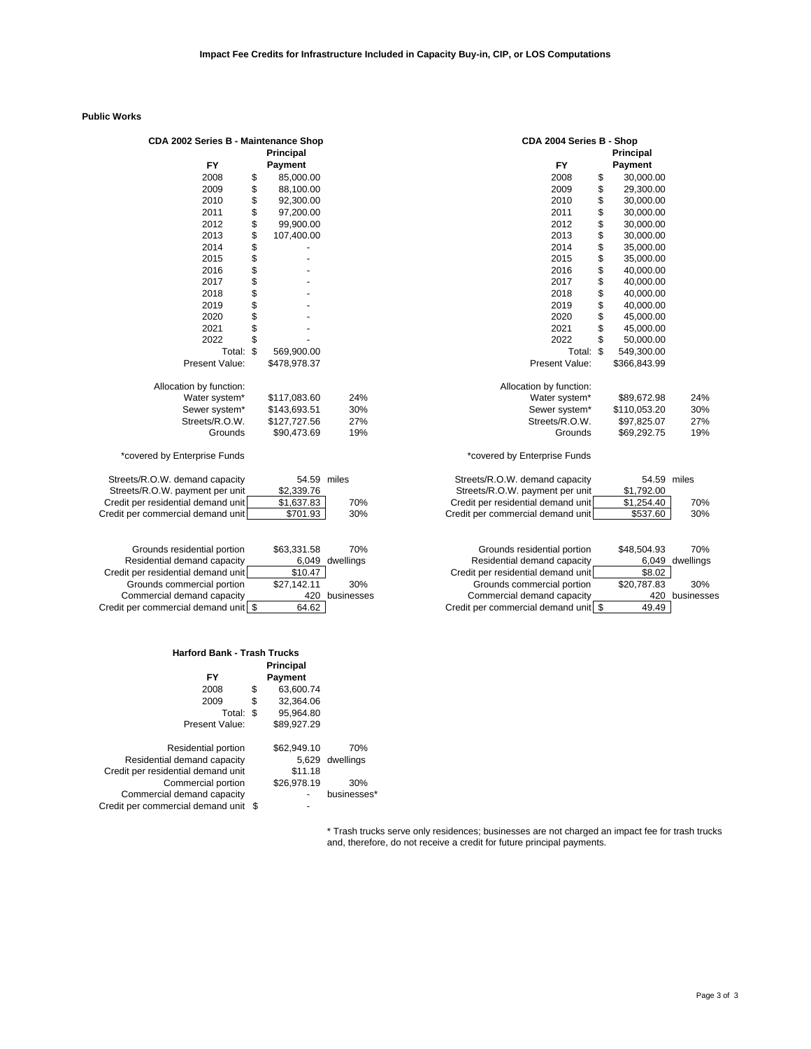## Impact Fee Credits for Infrastructure Included in Capacity Buy-in, CIP, or LOS Computations

### Public Works

**CDA 2002 Series B - Maintenance Shop**

| FY | Principal Payment | |
|---|---|---|
| 2008 | $ 85,000.00 | |
| 2009 | $ 88,100.00 | |
| 2010 | $ 92,300.00 | |
| 2011 | $ 97,200.00 | |
| 2012 | $ 99,900.00 | |
| 2013 | $ 107,400.00 | |
| 2014 | $ - | |
| 2015 | $ - | |
| 2016 | $ - | |
| 2017 | $ - | |
| 2018 | $ - | |
| 2019 | $ - | |
| 2020 | $ - | |
| 2021 | $ - | |
| 2022 | $ - | |
| Total: | $ 569,900.00 | |
| Present Value: | $478,978.37 | |
| Allocation by function: | | |
| Water system* | $117,083.60 | 24% |
| Sewer system* | $143,693.51 | 30% |
| Streets/R.O.W. | $127,727.56 | 27% |
| Grounds | $90,473.69 | 19% |
| *covered by Enterprise Funds | | |
| Streets/R.O.W. demand capacity | 54.59 | miles |
| Streets/R.O.W. payment per unit | $2,339.76 | |
| Credit per residential demand unit | $1,637.83 | 70% |
| Credit per commercial demand unit | $701.93 | 30% |
| Grounds residential portion | $63,331.58 | 70% |
| Residential demand capacity | 6,049 | dwellings |
| Credit per residential demand unit | $10.47 | |
| Grounds commercial portion | $27,142.11 | 30% |
| Commercial demand capacity | 420 | businesses |
| Credit per commercial demand unit | $ 64.62 | |

**CDA 2004 Series B - Shop**

| FY | Principal Payment | |
|---|---|---|
| 2008 | $ 30,000.00 | |
| 2009 | $ 29,300.00 | |
| 2010 | $ 30,000.00 | |
| 2011 | $ 30,000.00 | |
| 2012 | $ 30,000.00 | |
| 2013 | $ 30,000.00 | |
| 2014 | $ 35,000.00 | |
| 2015 | $ 35,000.00 | |
| 2016 | $ 40,000.00 | |
| 2017 | $ 40,000.00 | |
| 2018 | $ 40,000.00 | |
| 2019 | $ 40,000.00 | |
| 2020 | $ 45,000.00 | |
| 2021 | $ 45,000.00 | |
| 2022 | $ 50,000.00 | |
| Total: | $ 549,300.00 | |
| Present Value: | $366,843.99 | |
| Allocation by function: | | |
| Water system* | $89,672.98 | 24% |
| Sewer system* | $110,053.20 | 30% |
| Streets/R.O.W. | $97,825.07 | 27% |
| Grounds | $69,292.75 | 19% |
| *covered by Enterprise Funds | | |
| Streets/R.O.W. demand capacity | 54.59 | miles |
| Streets/R.O.W. payment per unit | $1,792.00 | |
| Credit per residential demand unit | $1,254.40 | 70% |
| Credit per commercial demand unit | $537.60 | 30% |
| Grounds residential portion | $48,504.93 | 70% |
| Residential demand capacity | 6,049 | dwellings |
| Credit per residential demand unit | $8.02 | |
| Grounds commercial portion | $20,787.83 | 30% |
| Commercial demand capacity | 420 | businesses |
| Credit per commercial demand unit | $ 49.49 | |

**Harford Bank - Trash Trucks**

| FY | Principal Payment | |
|---|---|---|
| 2008 | $ 63,600.74 | |
| 2009 | $ 32,364.06 | |
| Total: | $ 95,964.80 | |
| Present Value: | $89,927.29 | |
| Residential portion | $62,949.10 | 70% |
| Residential demand capacity | 5,629 | dwellings |
| Credit per residential demand unit | $11.18 | |
| Commercial portion | $26,978.19 | 30% |
| Commercial demand capacity | - | businesses* |
| Credit per commercial demand unit | $ - | |

* Trash trucks serve only residences; businesses are not charged an impact fee for trash trucks and, therefore, do not receive a credit for future principal payments.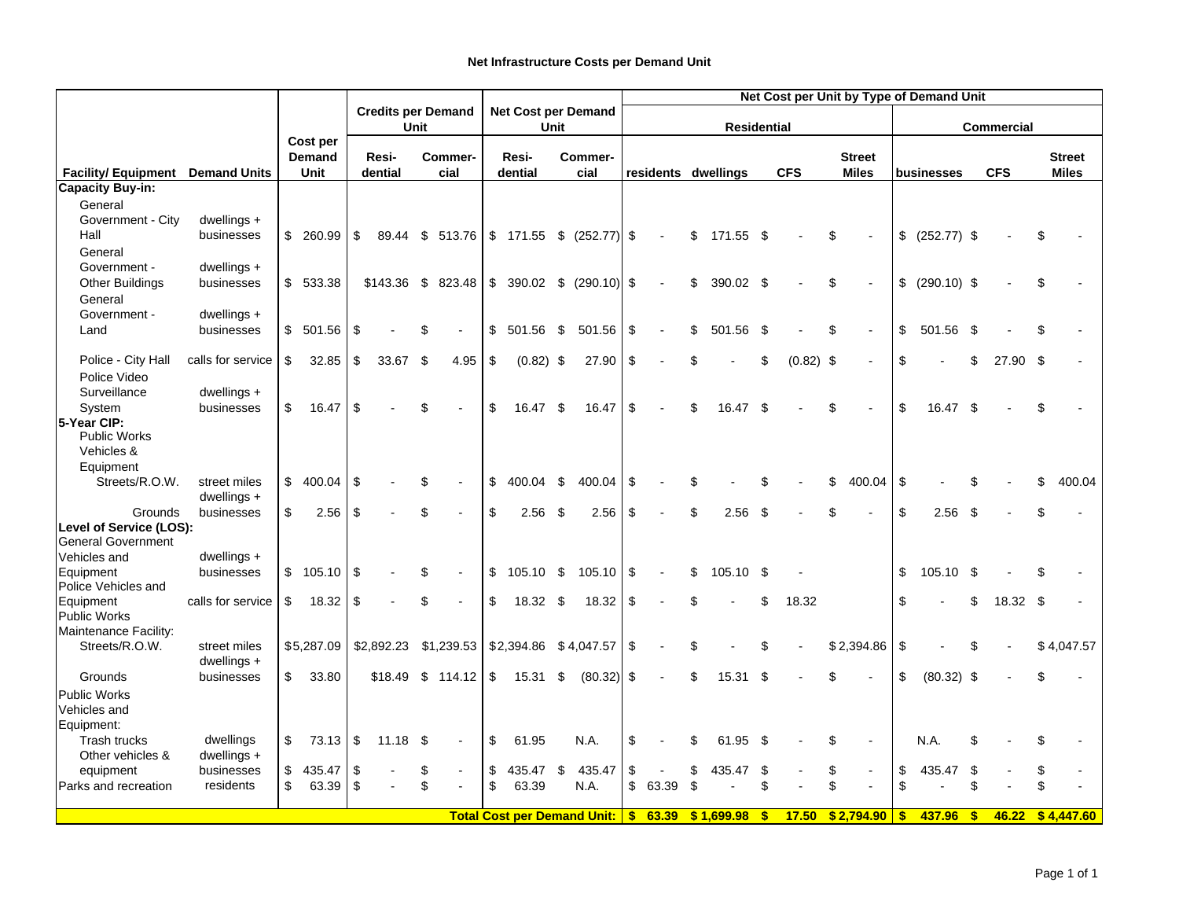# Net Infrastructure Costs per Demand Unit

| Facility/ Equipment | Demand Units | Cost per Demand Unit | Credits per Demand Unit | | Net Cost per Demand Unit | | Net Cost per Unit by Type of Demand Unit | | | | | | |
|---|---|---|---|---|---|---|---|---|---|---|---|---|---|
| | | | | | | | Residential | | | | Commercial | | |
| | | | Resi-dential | Commer-cial | Resi-dential | Commer-cial | residents | dwellings | CFS | Street Miles | businesses | CFS | Street Miles |
| **Capacity Buy-in:** | | | | | | | | | | | | | |
| General Government - City Hall | dwellings + businesses | $ 260.99 | $ 89.44 | $ 513.76 | $ 171.55 | $ (252.77) | $ - | $ 171.55 | $ - | $ - | $ (252.77) | $ - | $ - |
| General Government - Other Buildings | dwellings + businesses | $ 533.38 | $143.36 | $ 823.48 | $ 390.02 | $ (290.10) | $ - | $ 390.02 | $ - | $ - | $ (290.10) | $ - | $ - |
| General Government - Land | dwellings + businesses | $ 501.56 | $ - | $ - | $ 501.56 | $ 501.56 | $ - | $ 501.56 | $ - | $ - | $ 501.56 | $ - | $ - |
| Police - City Hall | calls for service | $ 32.85 | $ 33.67 | $ 4.95 | $ (0.82) | $ 27.90 | $ - | $ - | $ (0.82) | $ - | $ - | $ 27.90 | $ - |
| Police Video Surveillance System | dwellings + businesses | $ 16.47 | $ - | $ - | $ 16.47 | $ 16.47 | $ - | $ 16.47 | $ - | $ - | $ 16.47 | $ - | $ - |
| **5-Year CIP:** | | | | | | | | | | | | | |
| Public Works Vehicles & Equipment | | | | | | | | | | | | | |
| Streets/R.O.W. | street miles | $ 400.04 | $ - | $ - | $ 400.04 | $ 400.04 | $ - | $ - | $ - | $ 400.04 | $ - | $ - | $ 400.04 |
| Grounds | dwellings + businesses | $ 2.56 | $ - | $ - | $ 2.56 | $ 2.56 | $ - | $ 2.56 | $ - | $ - | $ 2.56 | $ - | $ - |
| **Level of Service (LOS):** | | | | | | | | | | | | | |
| General Government Vehicles and Equipment | dwellings + businesses | $ 105.10 | $ - | $ - | $ 105.10 | $ 105.10 | $ - | $ 105.10 | $ - | | $ 105.10 | $ - | $ - |
| Police Vehicles and Equipment | calls for service | $ 18.32 | $ - | $ - | $ 18.32 | $ 18.32 | $ - | $ - | $ 18.32 | | $ - | $ 18.32 | $ - |
| Public Works Maintenance Facility: | | | | | | | | | | | | | |
| Streets/R.O.W. | street miles | $5,287.09 | $2,892.23 | $1,239.53 | $2,394.86 | $4,047.57 | $ - | $ - | $ - | $2,394.86 | $ - | $ - | $4,047.57 |
| Grounds | dwellings + businesses | $ 33.80 | $18.49 | $ 114.12 | $ 15.31 | $ (80.32) | $ - | $ 15.31 | $ - | $ - | $ (80.32) | $ - | $ - |
| Public Works Vehicles and Equipment: | | | | | | | | | | | | | |
| Trash trucks | dwellings | $ 73.13 | $ 11.18 | $ - | $ 61.95 | N.A. | $ - | $ 61.95 | $ - | $ - | N.A. | $ - | $ - |
| Other vehicles & equipment | dwellings + businesses | $ 435.47 | $ - | $ - | $ 435.47 | $ 435.47 | $ - | $ 435.47 | $ - | $ - | $ 435.47 | $ - | $ - |
| Parks and recreation | residents | $ 63.39 | $ - | $ - | $ 63.39 | N.A. | $ 63.39 | $ - | $ - | $ - | $ - | $ - | $ - |
| | | | | | **Total Cost per Demand Unit:** | | **$ 63.39** | **$ 1,699.98** | **$ 17.50** | **$ 2,794.90** | **$ 437.96** | **$ 46.22** | **$ 4,447.60** |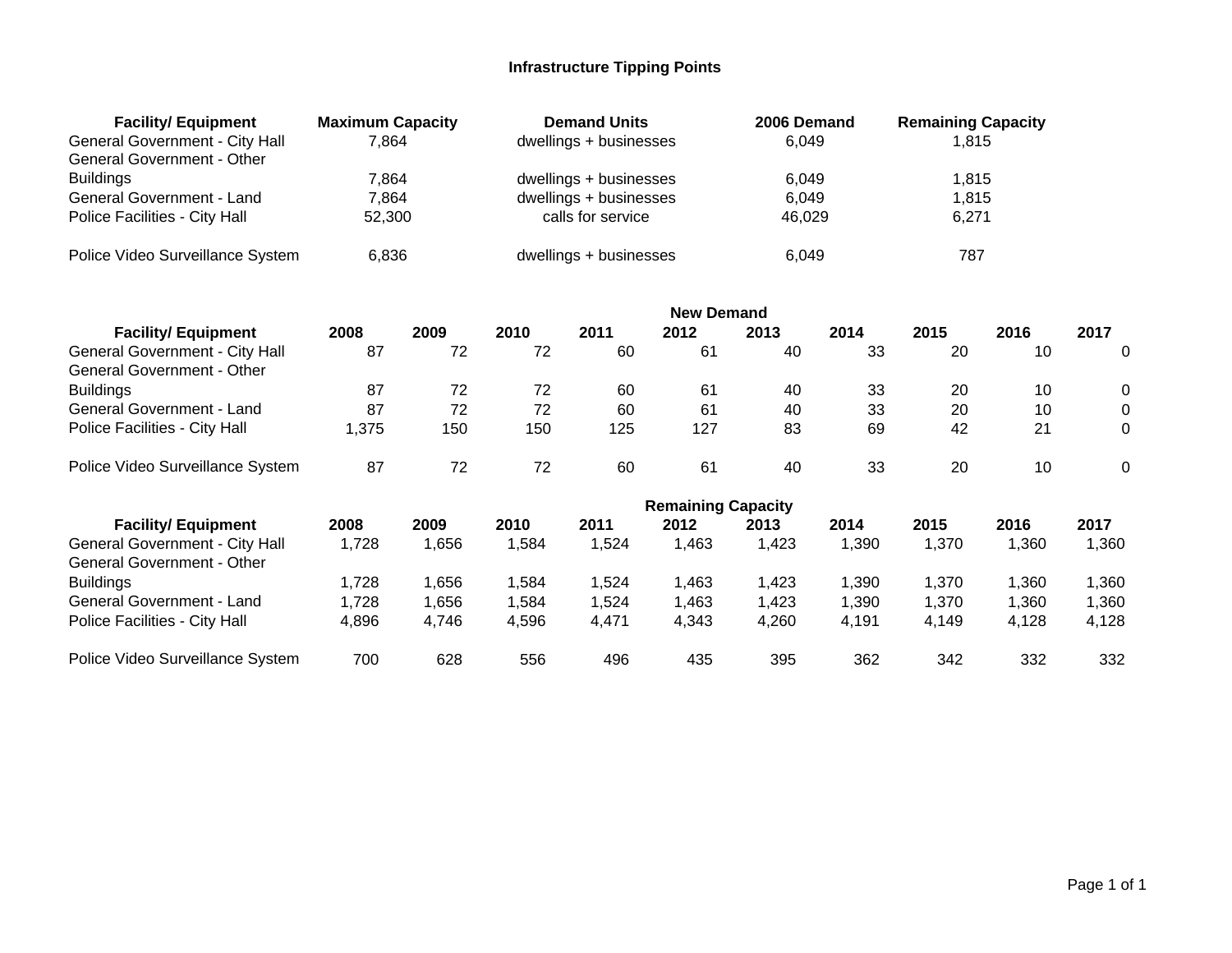# Infrastructure Tipping Points

| Facility/ Equipment | Maximum Capacity | Demand Units | 2006 Demand | Remaining Capacity |
|---|---|---|---|---|
| General Government - City Hall | 7,864 | dwellings + businesses | 6,049 | 1,815 |
| General Government - Other Buildings | 7,864 | dwellings + businesses | 6,049 | 1,815 |
| General Government - Land | 7,864 | dwellings + businesses | 6,049 | 1,815 |
| Police Facilities - City Hall | 52,300 | calls for service | 46,029 | 6,271 |
| Police Video Surveillance System | 6,836 | dwellings + businesses | 6,049 | 787 |

| | New Demand | | | | | | | | | |
|---|---|---|---|---|---|---|---|---|---|---|
| Facility/ Equipment | 2008 | 2009 | 2010 | 2011 | 2012 | 2013 | 2014 | 2015 | 2016 | 2017 |
| General Government - City Hall | 87 | 72 | 72 | 60 | 61 | 40 | 33 | 20 | 10 | 0 |
| General Government - Other Buildings | 87 | 72 | 72 | 60 | 61 | 40 | 33 | 20 | 10 | 0 |
| General Government - Land | 87 | 72 | 72 | 60 | 61 | 40 | 33 | 20 | 10 | 0 |
| Police Facilities - City Hall | 1,375 | 150 | 150 | 125 | 127 | 83 | 69 | 42 | 21 | 0 |
| Police Video Surveillance System | 87 | 72 | 72 | 60 | 61 | 40 | 33 | 20 | 10 | 0 |

| | Remaining Capacity | | | | | | | | | |
|---|---|---|---|---|---|---|---|---|---|---|
| Facility/ Equipment | 2008 | 2009 | 2010 | 2011 | 2012 | 2013 | 2014 | 2015 | 2016 | 2017 |
| General Government - City Hall | 1,728 | 1,656 | 1,584 | 1,524 | 1,463 | 1,423 | 1,390 | 1,370 | 1,360 | 1,360 |
| General Government - Other Buildings | 1,728 | 1,656 | 1,584 | 1,524 | 1,463 | 1,423 | 1,390 | 1,370 | 1,360 | 1,360 |
| General Government - Land | 1,728 | 1,656 | 1,584 | 1,524 | 1,463 | 1,423 | 1,390 | 1,370 | 1,360 | 1,360 |
| Police Facilities - City Hall | 4,896 | 4,746 | 4,596 | 4,471 | 4,343 | 4,260 | 4,191 | 4,149 | 4,128 | 4,128 |
| Police Video Surveillance System | 700 | 628 | 556 | 496 | 435 | 395 | 362 | 342 | 332 | 332 |